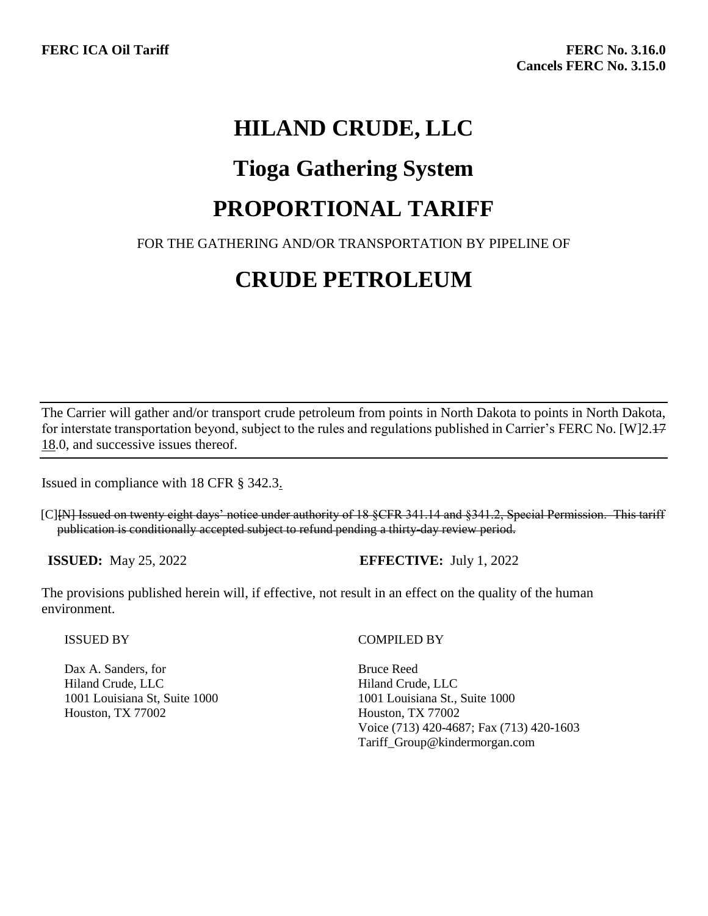**FERC ICA Oil Tariff**

**FERC No. 3.16.0**
**Cancels FERC No. 3.15.0**

# HILAND CRUDE, LLC

# Tioga Gathering System

# PROPORTIONAL TARIFF

FOR THE GATHERING AND/OR TRANSPORTATION BY PIPELINE OF

# CRUDE PETROLEUM

The Carrier will gather and/or transport crude petroleum from points in North Dakota to points in North Dakota, for interstate transportation beyond, subject to the rules and regulations published in Carrier's FERC No. [W]2.~~17~~ 18.0, and successive issues thereof.

Issued in compliance with 18 CFR § 342.3.

[C]~~[N] Issued on twenty eight days' notice under authority of 18 §CFR 341.14 and §341.2, Special Permission. This tariff publication is conditionally accepted subject to refund pending a thirty-day review period.~~

**ISSUED:** May 25, 2022 **EFFECTIVE:** July 1, 2022

The provisions published herein will, if effective, not result in an effect on the quality of the human environment.

ISSUED BY

Dax A. Sanders, for
Hiland Crude, LLC
1001 Louisiana St, Suite 1000
Houston, TX 77002

COMPILED BY

Bruce Reed
Hiland Crude, LLC
1001 Louisiana St., Suite 1000
Houston, TX 77002
Voice (713) 420-4687; Fax (713) 420-1603
Tariff_Group@kindermorgan.com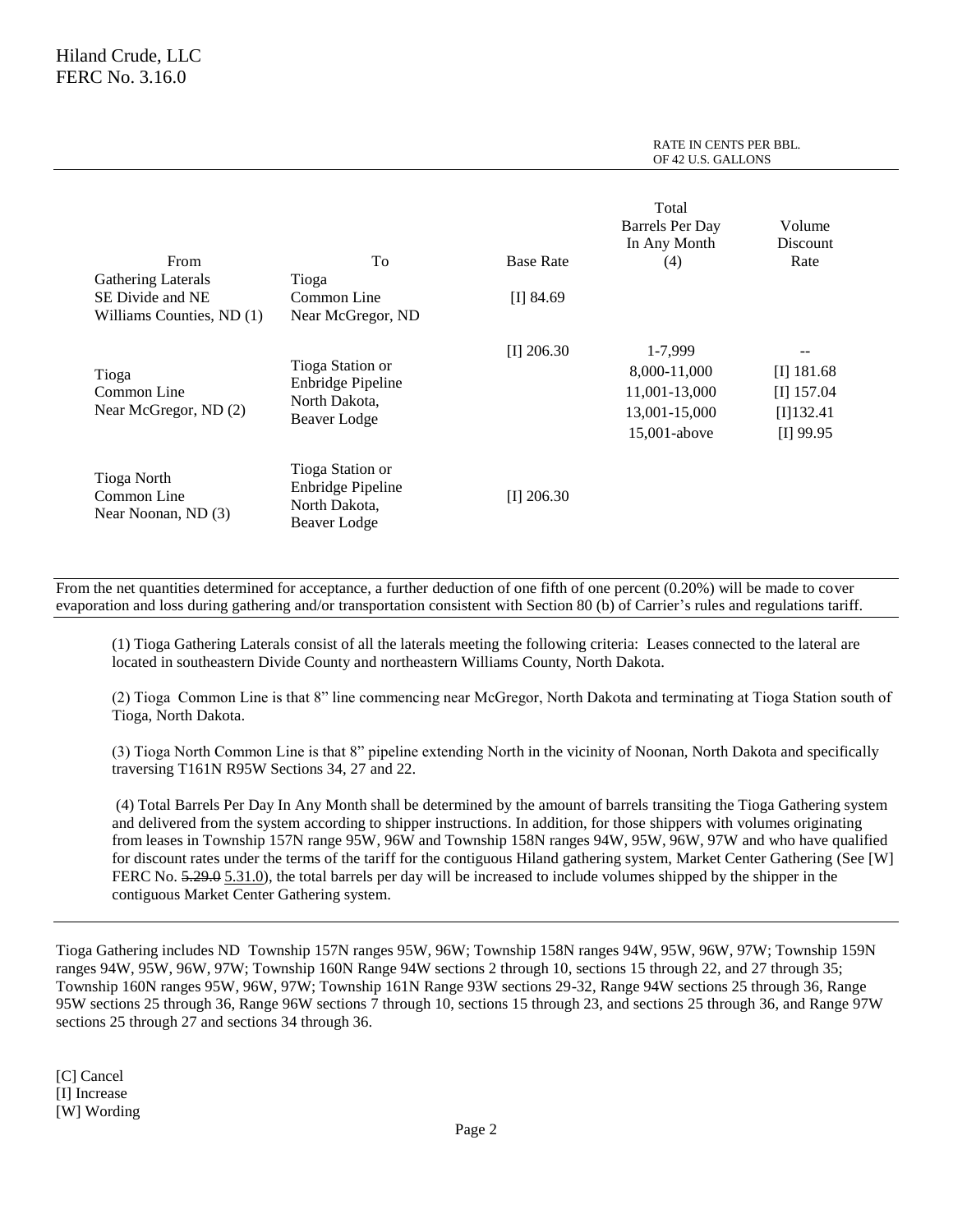Hiland Crude, LLC
FERC No. 3.16.0

RATE IN CENTS PER BBL. OF 42 U.S. GALLONS

| From | To | Base Rate | Total Barrels Per Day In Any Month (4) | Volume Discount Rate |
|---|---|---|---|---|
| Gathering Laterals SE Divide and NE Williams Counties, ND (1) | Tioga Common Line Near McGregor, ND | [I] 84.69 | | |
| Tioga Common Line Near McGregor, ND (2) | Tioga Station or Enbridge Pipeline North Dakota, Beaver Lodge | [I] 206.30 | 1-7,999 | -- |
| | | | 8,000-11,000 | [I] 181.68 |
| | | | 11,001-13,000 | [I] 157.04 |
| | | | 13,001-15,000 | [I]132.41 |
| | | | 15,001-above | [I] 99.95 |
| Tioga North Common Line Near Noonan, ND (3) | Tioga Station or Enbridge Pipeline North Dakota, Beaver Lodge | [I] 206.30 | | |

From the net quantities determined for acceptance, a further deduction of one fifth of one percent (0.20%) will be made to cover evaporation and loss during gathering and/or transportation consistent with Section 80 (b) of Carrier's rules and regulations tariff.

(1) Tioga Gathering Laterals consist of all the laterals meeting the following criteria: Leases connected to the lateral are located in southeastern Divide County and northeastern Williams County, North Dakota.

(2) Tioga Common Line is that 8" line commencing near McGregor, North Dakota and terminating at Tioga Station south of Tioga, North Dakota.

(3) Tioga North Common Line is that 8" pipeline extending North in the vicinity of Noonan, North Dakota and specifically traversing T161N R95W Sections 34, 27 and 22.

(4) Total Barrels Per Day In Any Month shall be determined by the amount of barrels transiting the Tioga Gathering system and delivered from the system according to shipper instructions. In addition, for those shippers with volumes originating from leases in Township 157N range 95W, 96W and Township 158N ranges 94W, 95W, 96W, 97W and who have qualified for discount rates under the terms of the tariff for the contiguous Hiland gathering system, Market Center Gathering (See [W] FERC No. ~~5.29.0~~ 5.31.0), the total barrels per day will be increased to include volumes shipped by the shipper in the contiguous Market Center Gathering system.

Tioga Gathering includes ND Township 157N ranges 95W, 96W; Township 158N ranges 94W, 95W, 96W, 97W; Township 159N ranges 94W, 95W, 96W, 97W; Township 160N Range 94W sections 2 through 10, sections 15 through 22, and 27 through 35; Township 160N ranges 95W, 96W, 97W; Township 161N Range 93W sections 29-32, Range 94W sections 25 through 36, Range 95W sections 25 through 36, Range 96W sections 7 through 10, sections 15 through 23, and sections 25 through 36, and Range 97W sections 25 through 27 and sections 34 through 36.

[C] Cancel
[I] Increase
[W] Wording